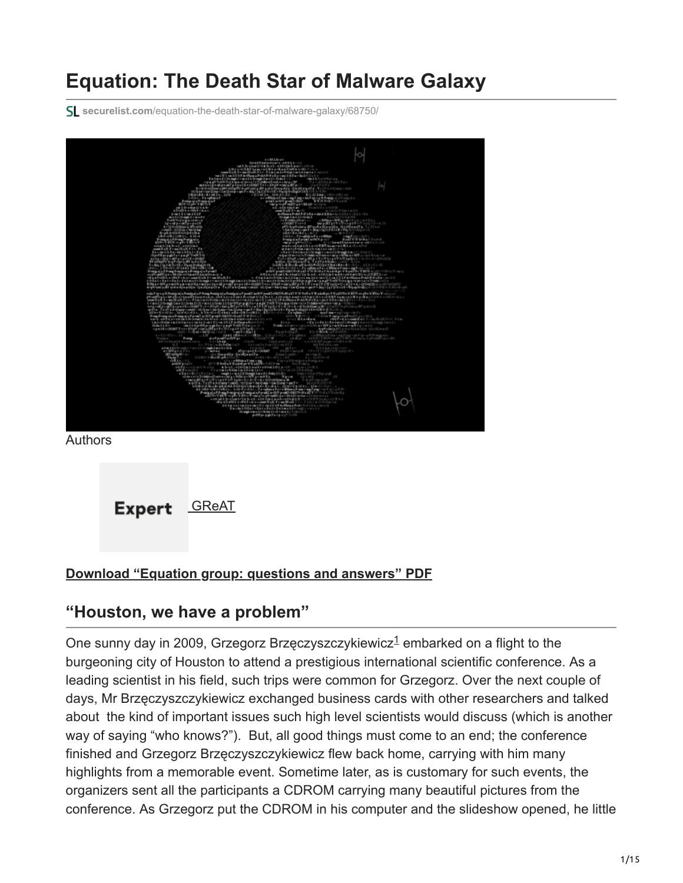# Equation: The Death Star of Malware Galaxy

securelist.com/equation-the-death-star-of-malware-galaxy/68750/

Authors

Expert GReAT

**Download "Equation group: questions and answers" PDF**

## "Houston, we have a problem"

One sunny day in 2009, Grzegorz Brzęczyszczykiewicz[1] embarked on a flight to the burgeoning city of Houston to attend a prestigious international scientific conference. As a leading scientist in his field, such trips were common for Grzegorz. Over the next couple of days, Mr Brzęczyszczykiewicz exchanged business cards with other researchers and talked about the kind of important issues such high level scientists would discuss (which is another way of saying "who knows?"). But, all good things must come to an end; the conference finished and Grzegorz Brzęczyszczykiewicz flew back home, carrying with him many highlights from a memorable event. Sometime later, as is customary for such events, the organizers sent all the participants a CDROM carrying many beautiful pictures from the conference. As Grzegorz put the CDROM in his computer and the slideshow opened, he little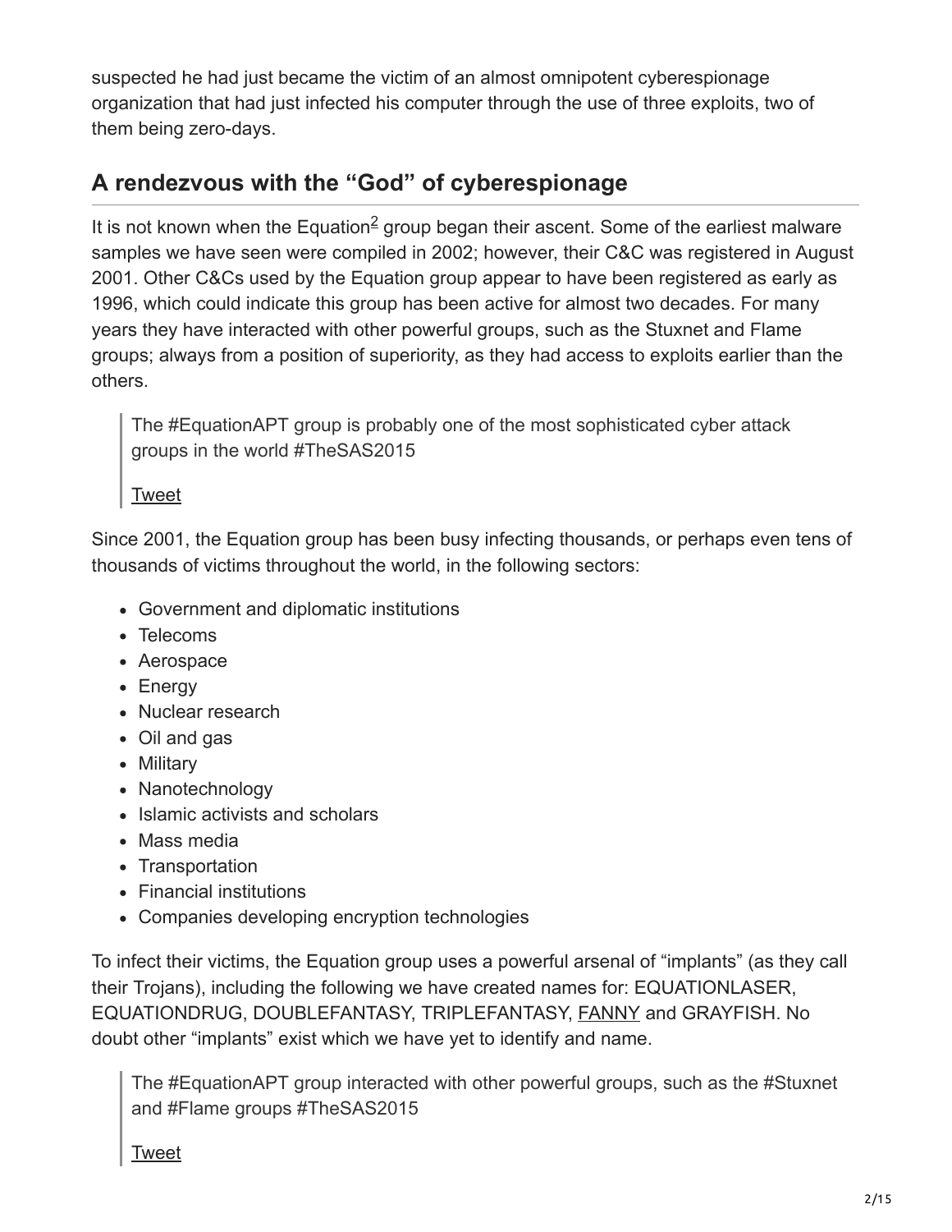suspected he had just became the victim of an almost omnipotent cyberespionage organization that had just infected his computer through the use of three exploits, two of them being zero-days.

## A rendezvous with the "God" of cyberespionage

It is not known when the Equation[2] group began their ascent. Some of the earliest malware samples we have seen were compiled in 2002; however, their C&C was registered in August 2001. Other C&Cs used by the Equation group appear to have been registered as early as 1996, which could indicate this group has been active for almost two decades. For many years they have interacted with other powerful groups, such as the Stuxnet and Flame groups; always from a position of superiority, as they had access to exploits earlier than the others.

> The #EquationAPT group is probably one of the most sophisticated cyber attack groups in the world #TheSAS2015
>
> Tweet

Since 2001, the Equation group has been busy infecting thousands, or perhaps even tens of thousands of victims throughout the world, in the following sectors:

- Government and diplomatic institutions
- Telecoms
- Aerospace
- Energy
- Nuclear research
- Oil and gas
- Military
- Nanotechnology
- Islamic activists and scholars
- Mass media
- Transportation
- Financial institutions
- Companies developing encryption technologies

To infect their victims, the Equation group uses a powerful arsenal of "implants" (as they call their Trojans), including the following we have created names for: EQUATIONLASER, EQUATIONDRUG, DOUBLEFANTASY, TRIPLEFANTASY, FANNY and GRAYFISH. No doubt other "implants" exist which we have yet to identify and name.

> The #EquationAPT group interacted with other powerful groups, such as the #Stuxnet and #Flame groups #TheSAS2015
>
> Tweet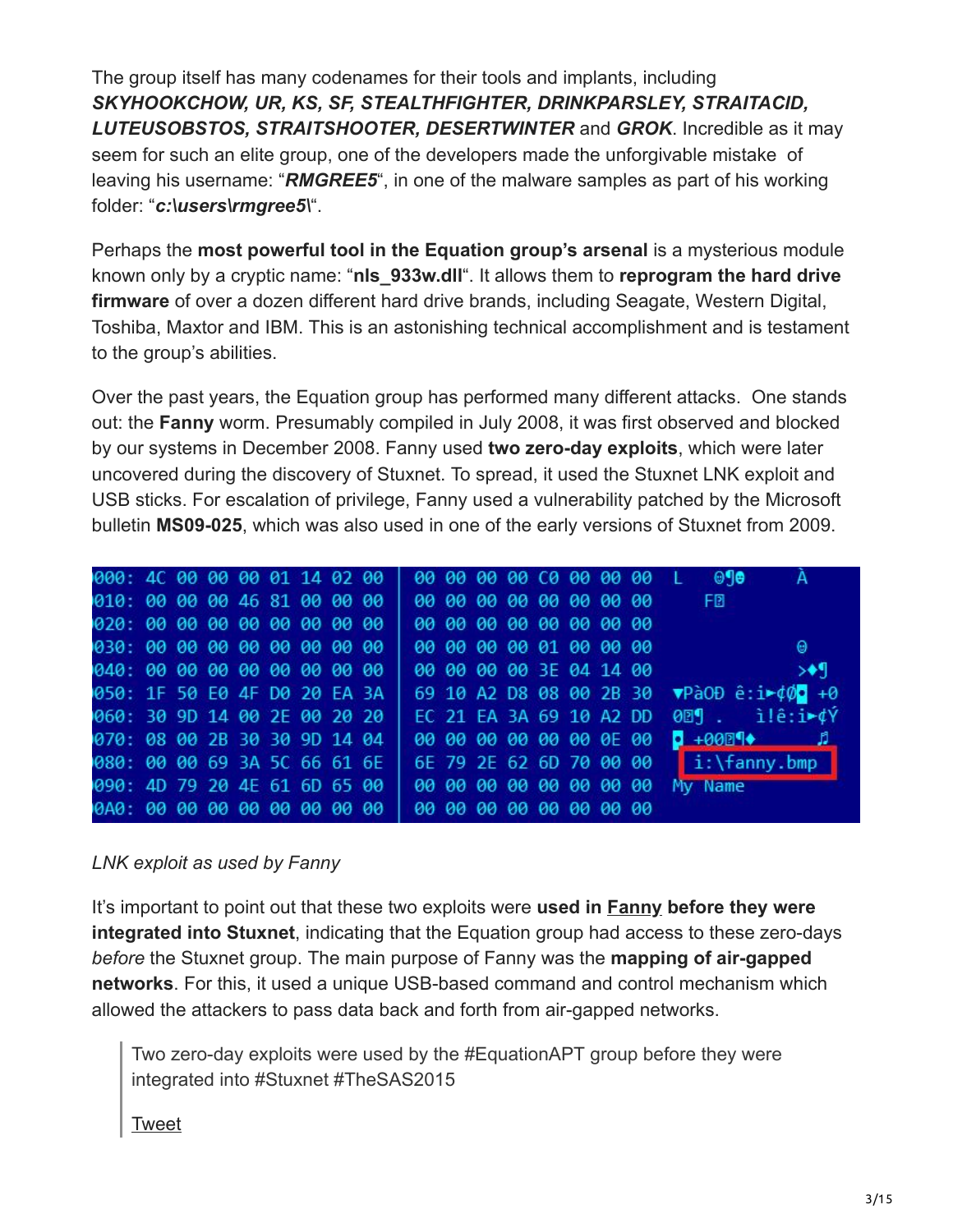The group itself has many codenames for their tools and implants, including ***SKYHOOKCHOW, UR, KS, SF, STEALTHFIGHTER, DRINKPARSLEY, STRAITACID, LUTEUSOBSTOS, STRAITSHOOTER, DESERTWINTER*** and ***GROK***. Incredible as it may seem for such an elite group, one of the developers made the unforgivable mistake of leaving his username: "***RMGREE5***", in one of the malware samples as part of his working folder: "***c:\users\rmgree5\***".

Perhaps the **most powerful tool in the Equation group's arsenal** is a mysterious module known only by a cryptic name: "**nls_933w.dll**". It allows them to **reprogram the hard drive firmware** of over a dozen different hard drive brands, including Seagate, Western Digital, Toshiba, Maxtor and IBM. This is an astonishing technical accomplishment and is testament to the group's abilities.

Over the past years, the Equation group has performed many different attacks. One stands out: the **Fanny** worm. Presumably compiled in July 2008, it was first observed and blocked by our systems in December 2008. Fanny used **two zero-day exploits**, which were later uncovered during the discovery of Stuxnet. To spread, it used the Stuxnet LNK exploit and USB sticks. For escalation of privilege, Fanny used a vulnerability patched by the Microsoft bulletin **MS09-025**, which was also used in one of the early versions of Stuxnet from 2009.

```
000: 4C 00 00 00 01 14 02 00 | 00 00 00 00 C0 00 00 00   L       À
010: 00 00 00 46 81 00 00 00 | 00 00 00 00 00 00 00 00      F
020: 00 00 00 00 00 00 00 00 | 00 00 00 00 00 00 00 00
030: 00 00 00 00 00 00 00 00 | 00 00 00 00 01 00 00 00
040: 00 00 00 00 00 00 00 00 | 00 00 00 00 3E 04 14 00
050: 1F 50 E0 4F D0 20 EA 3A | 69 10 A2 D8 08 00 2B 30   PàOÐ ê:i ¢Ø  +0
060: 30 9D 14 00 2E 00 20 20 | EC 21 EA 3A 69 10 A2 DD   0  .   ì!ê:i ¢Ý
070: 08 00 2B 30 30 9D 14 04 | 00 00 00 00 00 00 0E 00     +00
080: 00 00 69 3A 5C 66 61 6E | 6E 79 2E 62 6D 70 00 00     i:\fanny.bmp
090: 4D 79 20 4E 61 6D 65 00 | 00 00 00 00 00 00 00 00   My Name
0A0: 00 00 00 00 00 00 00 00 | 00 00 00 00 00 00 00 00
```

*LNK exploit as used by Fanny*

It's important to point out that these two exploits were **used in Fanny before they were integrated into Stuxnet**, indicating that the Equation group had access to these zero-days *before* the Stuxnet group. The main purpose of Fanny was the **mapping of air-gapped networks**. For this, it used a unique USB-based command and control mechanism which allowed the attackers to pass data back and forth from air-gapped networks.

> Two zero-day exploits were used by the #EquationAPT group before they were integrated into #Stuxnet #TheSAS2015
>
> Tweet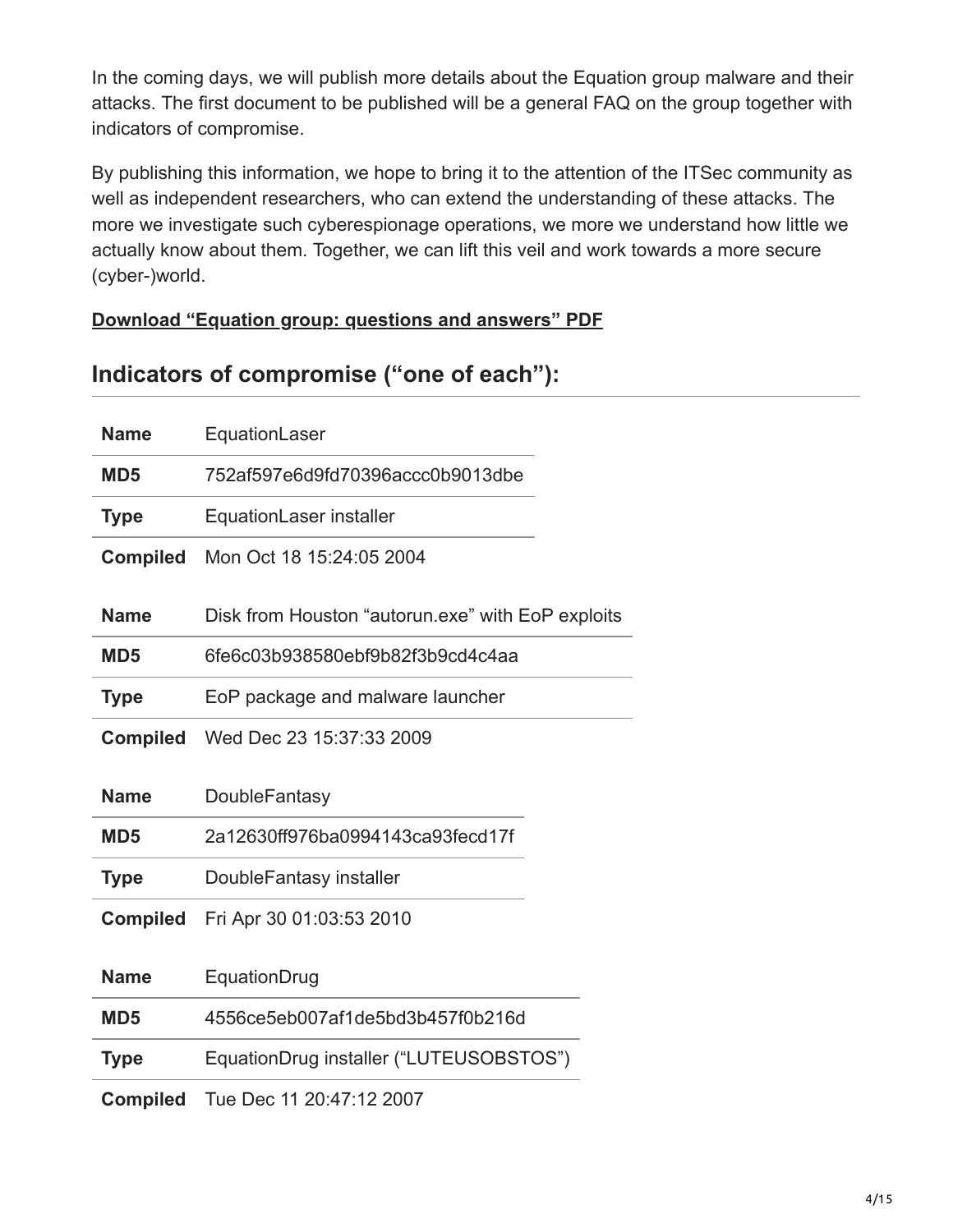In the coming days, we will publish more details about the Equation group malware and their attacks. The first document to be published will be a general FAQ on the group together with indicators of compromise.

By publishing this information, we hope to bring it to the attention of the ITSec community as well as independent researchers, who can extend the understanding of these attacks. The more we investigate such cyberespionage operations, we more we understand how little we actually know about them. Together, we can lift this veil and work towards a more secure (cyber-)world.

**Download "Equation group: questions and answers" PDF**

## Indicators of compromise ("one of each"):

| **Name** | EquationLaser |
|---|---|
| **MD5** | 752af597e6d9fd70396accc0b9013dbe |
| **Type** | EquationLaser installer |
| **Compiled** | Mon Oct 18 15:24:05 2004 |

| **Name** | Disk from Houston "autorun.exe" with EoP exploits |
|---|---|
| **MD5** | 6fe6c03b938580ebf9b82f3b9cd4c4aa |
| **Type** | EoP package and malware launcher |
| **Compiled** | Wed Dec 23 15:37:33 2009 |

| **Name** | DoubleFantasy |
|---|---|
| **MD5** | 2a12630ff976ba0994143ca93fecd17f |
| **Type** | DoubleFantasy installer |
| **Compiled** | Fri Apr 30 01:03:53 2010 |

| **Name** | EquationDrug |
|---|---|
| **MD5** | 4556ce5eb007af1de5bd3b457f0b216d |
| **Type** | EquationDrug installer ("LUTEUSOBSTOS") |
| **Compiled** | Tue Dec 11 20:47:12 2007 |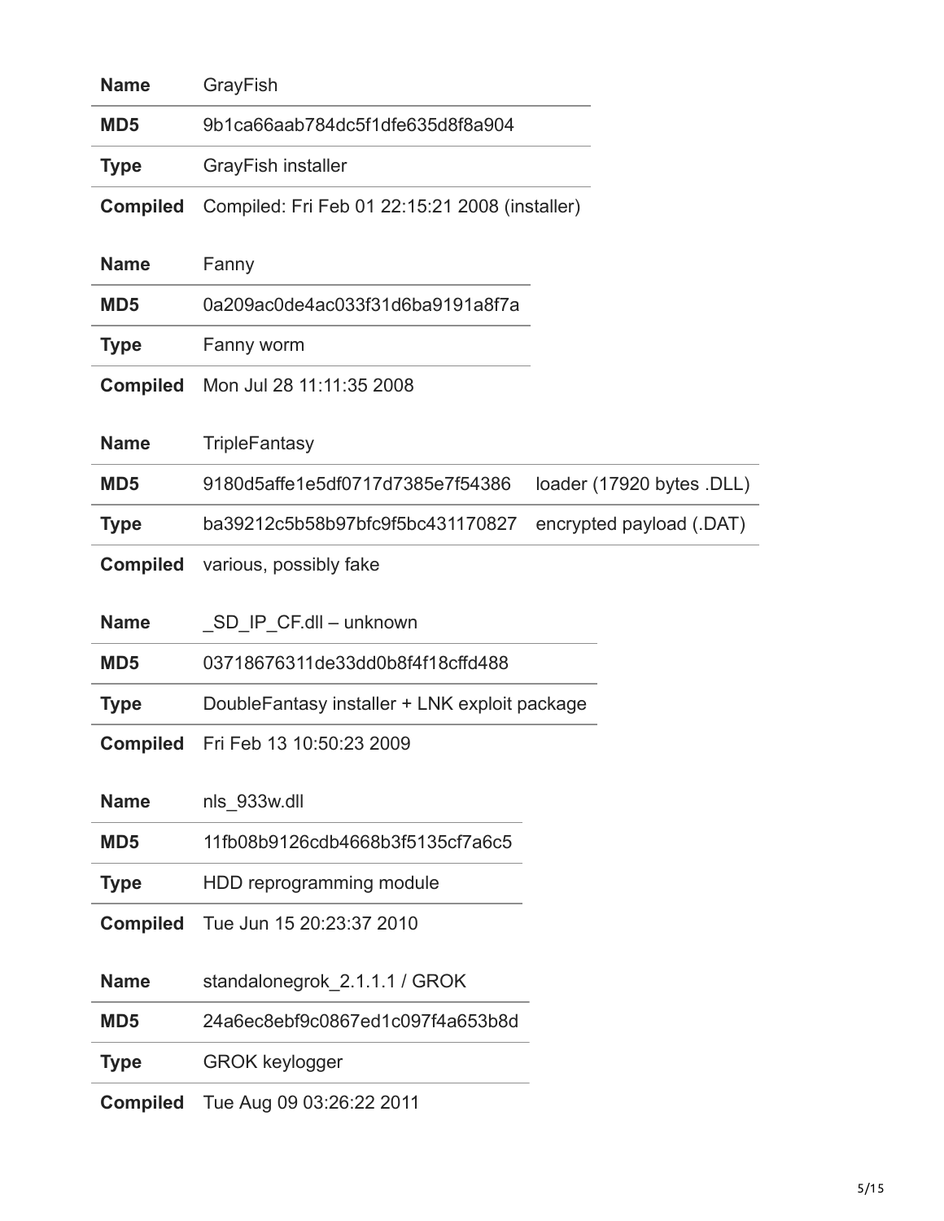| Name | GrayFish |
| --- | --- |
| MD5 | 9b1ca66aab784dc5f1dfe635d8f8a904 |
| Type | GrayFish installer |
| Compiled | Compiled: Fri Feb 01 22:15:21 2008 (installer) |

| Name | Fanny |
| --- | --- |
| MD5 | 0a209ac0de4ac033f31d6ba9191a8f7a |
| Type | Fanny worm |
| Compiled | Mon Jul 28 11:11:35 2008 |

| Name | TripleFantasy | |
| --- | --- | --- |
| MD5 | 9180d5affe1e5df0717d7385e7f54386 | loader (17920 bytes .DLL) |
| Type | ba39212c5b58b97bfc9f5bc431170827 | encrypted payload (.DAT) |
| Compiled | various, possibly fake | |

| Name | _SD_IP_CF.dll – unknown |
| --- | --- |
| MD5 | 03718676311de33dd0b8f4f18cffd488 |
| Type | DoubleFantasy installer + LNK exploit package |
| Compiled | Fri Feb 13 10:50:23 2009 |

| Name | nls_933w.dll |
| --- | --- |
| MD5 | 11fb08b9126cdb4668b3f5135cf7a6c5 |
| Type | HDD reprogramming module |
| Compiled | Tue Jun 15 20:23:37 2010 |

| Name | standalonegrok_2.1.1.1 / GROK |
| --- | --- |
| MD5 | 24a6ec8ebf9c0867ed1c097f4a653b8d |
| Type | GROK keylogger |
| Compiled | Tue Aug 09 03:26:22 2011 |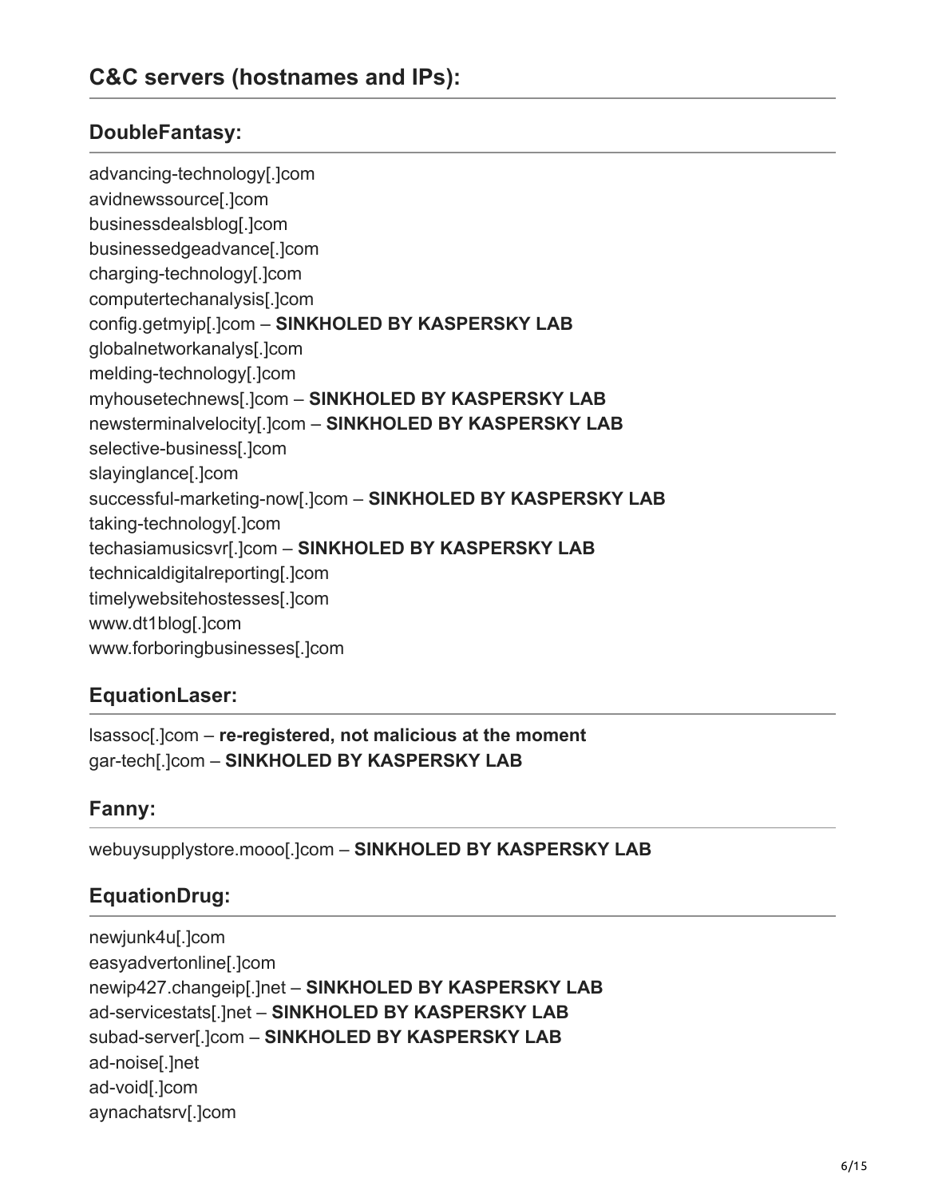## C&C servers (hostnames and IPs):

### DoubleFantasy:

advancing-technology[.]com
avidnewssource[.]com
businessdealsblog[.]com
businessedgeadvance[.]com
charging-technology[.]com
computertechanalysis[.]com
config.getmyip[.]com – **SINKHOLED BY KASPERSKY LAB**
globalnetworkanalys[.]com
melding-technology[.]com
myhousetechnews[.]com – **SINKHOLED BY KASPERSKY LAB**
newsterminalvelocity[.]com – **SINKHOLED BY KASPERSKY LAB**
selective-business[.]com
slayinglance[.]com
successful-marketing-now[.]com – **SINKHOLED BY KASPERSKY LAB**
taking-technology[.]com
techasiamusicsvr[.]com – **SINKHOLED BY KASPERSKY LAB**
technicaldigitalreporting[.]com
timelywebsitehostesses[.]com
www.dt1blog[.]com
www.forboringbusinesses[.]com

### EquationLaser:

lsassoc[.]com – **re-registered, not malicious at the moment**
gar-tech[.]com – **SINKHOLED BY KASPERSKY LAB**

### Fanny:

webuysupplystore.mooo[.]com – **SINKHOLED BY KASPERSKY LAB**

### EquationDrug:

newjunk4u[.]com
easyadvertonline[.]com
newip427.changeip[.]net – **SINKHOLED BY KASPERSKY LAB**
ad-servicestats[.]net – **SINKHOLED BY KASPERSKY LAB**
subad-server[.]com – **SINKHOLED BY KASPERSKY LAB**
ad-noise[.]net
ad-void[.]com
aynachatsrv[.]com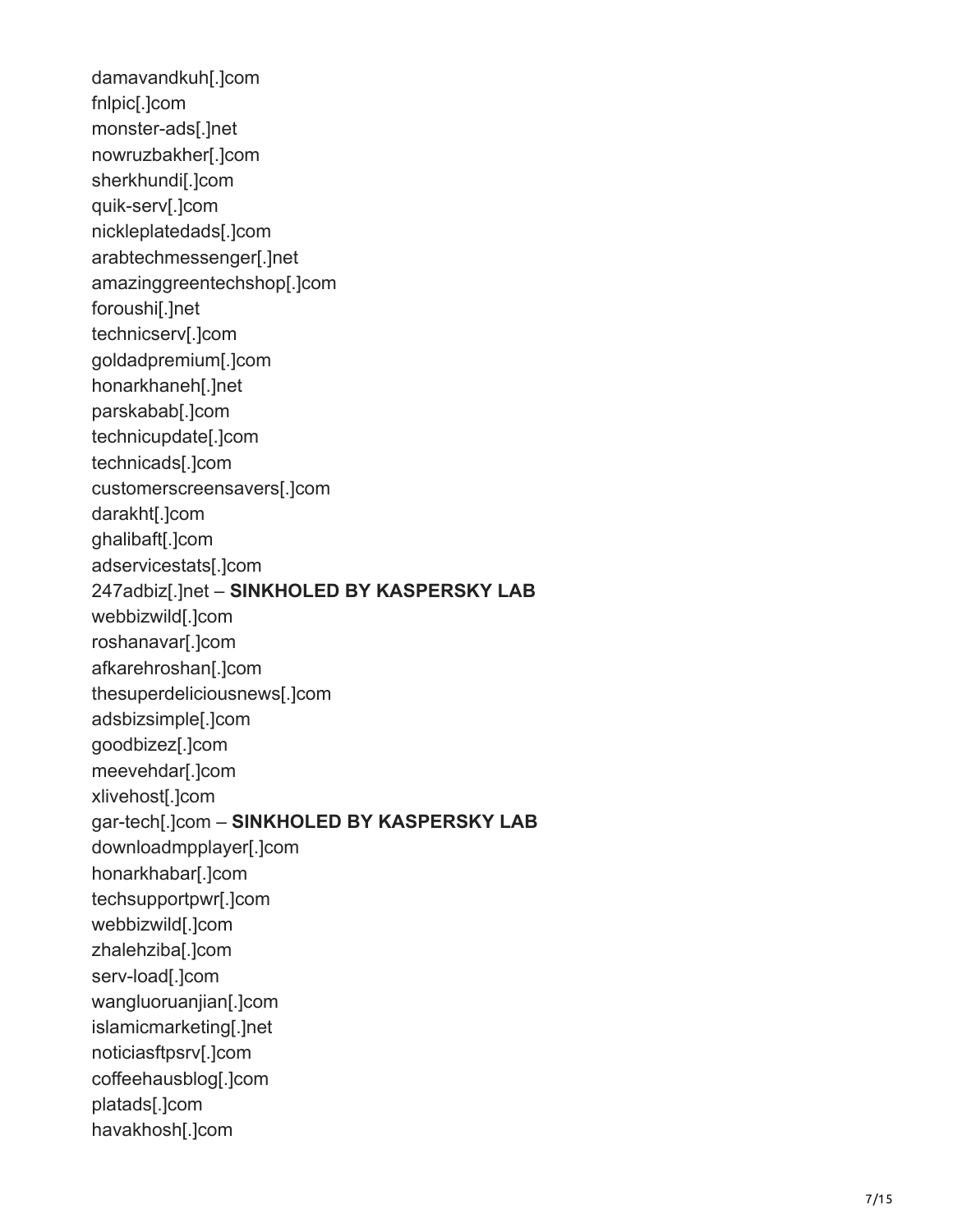damavandkuh[.]com
fnlpic[.]com
monster-ads[.]net
nowruzbakher[.]com
sherkhundi[.]com
quik-serv[.]com
nickleplatedads[.]com
arabtechmessenger[.]net
amazinggreentechshop[.]com
foroushi[.]net
technicserv[.]com
goldadpremium[.]com
honarkhaneh[.]net
parskabab[.]com
technicupdate[.]com
technicads[.]com
customerscreensavers[.]com
darakht[.]com
ghalibaft[.]com
adservicestats[.]com
247adbiz[.]net – **SINKHOLED BY KASPERSKY LAB**
webbizwild[.]com
roshanavar[.]com
afkarehroshan[.]com
thesuperdeliciousnews[.]com
adsbizsimple[.]com
goodbizez[.]com
meevehdar[.]com
xlivehost[.]com
gar-tech[.]com – **SINKHOLED BY KASPERSKY LAB**
downloadmpplayer[.]com
honarkhabar[.]com
techsupportpwr[.]com
webbizwild[.]com
zhalehziba[.]com
serv-load[.]com
wangluoruanjian[.]com
islamicmarketing[.]net
noticiasftpsrv[.]com
coffeehausblog[.]com
platads[.]com
havakhosh[.]com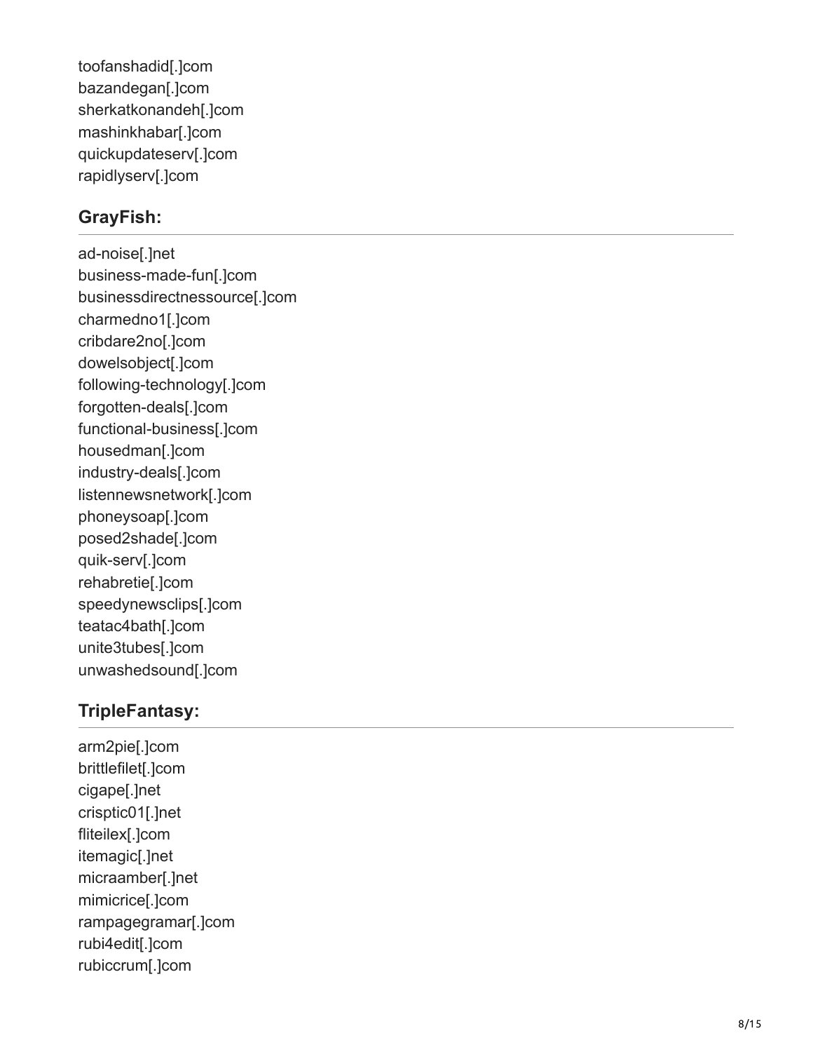toofanshadid[.]com
bazandegan[.]com
sherkatkonandeh[.]com
mashinkhabar[.]com
quickupdateserv[.]com
rapidlyserv[.]com

## GrayFish:

ad-noise[.]net
business-made-fun[.]com
businessdirectnessource[.]com
charmedno1[.]com
cribdare2no[.]com
dowelsobject[.]com
following-technology[.]com
forgotten-deals[.]com
functional-business[.]com
housedman[.]com
industry-deals[.]com
listennewsnetwork[.]com
phoneysoap[.]com
posed2shade[.]com
quik-serv[.]com
rehabretie[.]com
speedynewsclips[.]com
teatac4bath[.]com
unite3tubes[.]com
unwashedsound[.]com

## TripleFantasy:

arm2pie[.]com
brittlefilet[.]com
cigape[.]net
crisptic01[.]net
fliteilex[.]com
itemagic[.]net
micraamber[.]net
mimicrice[.]com
rampagegramar[.]com
rubi4edit[.]com
rubiccrum[.]com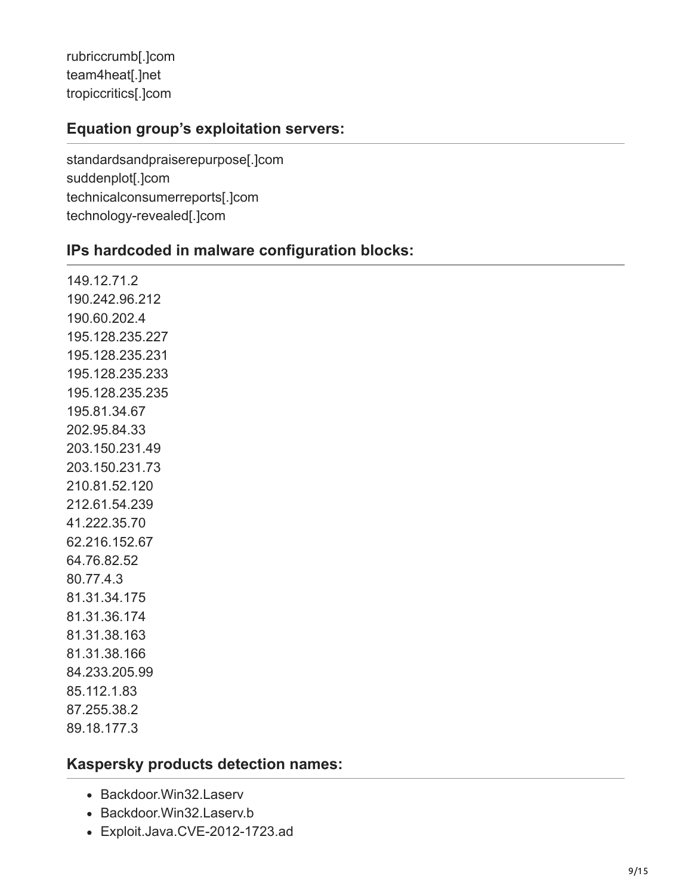rubriccrumb[.]com
team4heat[.]net
tropiccritics[.]com

### Equation group's exploitation servers:

standardsandpraiserepurpose[.]com
suddenplot[.]com
technicalconsumerreports[.]com
technology-revealed[.]com

### IPs hardcoded in malware configuration blocks:

149.12.71.2
190.242.96.212
190.60.202.4
195.128.235.227
195.128.235.231
195.128.235.233
195.128.235.235
195.81.34.67
202.95.84.33
203.150.231.49
203.150.231.73
210.81.52.120
212.61.54.239
41.222.35.70
62.216.152.67
64.76.82.52
80.77.4.3
81.31.34.175
81.31.36.174
81.31.38.163
81.31.38.166
84.233.205.99
85.112.1.83
87.255.38.2
89.18.177.3

### Kaspersky products detection names:

- Backdoor.Win32.Laserv
- Backdoor.Win32.Laserv.b
- Exploit.Java.CVE-2012-1723.ad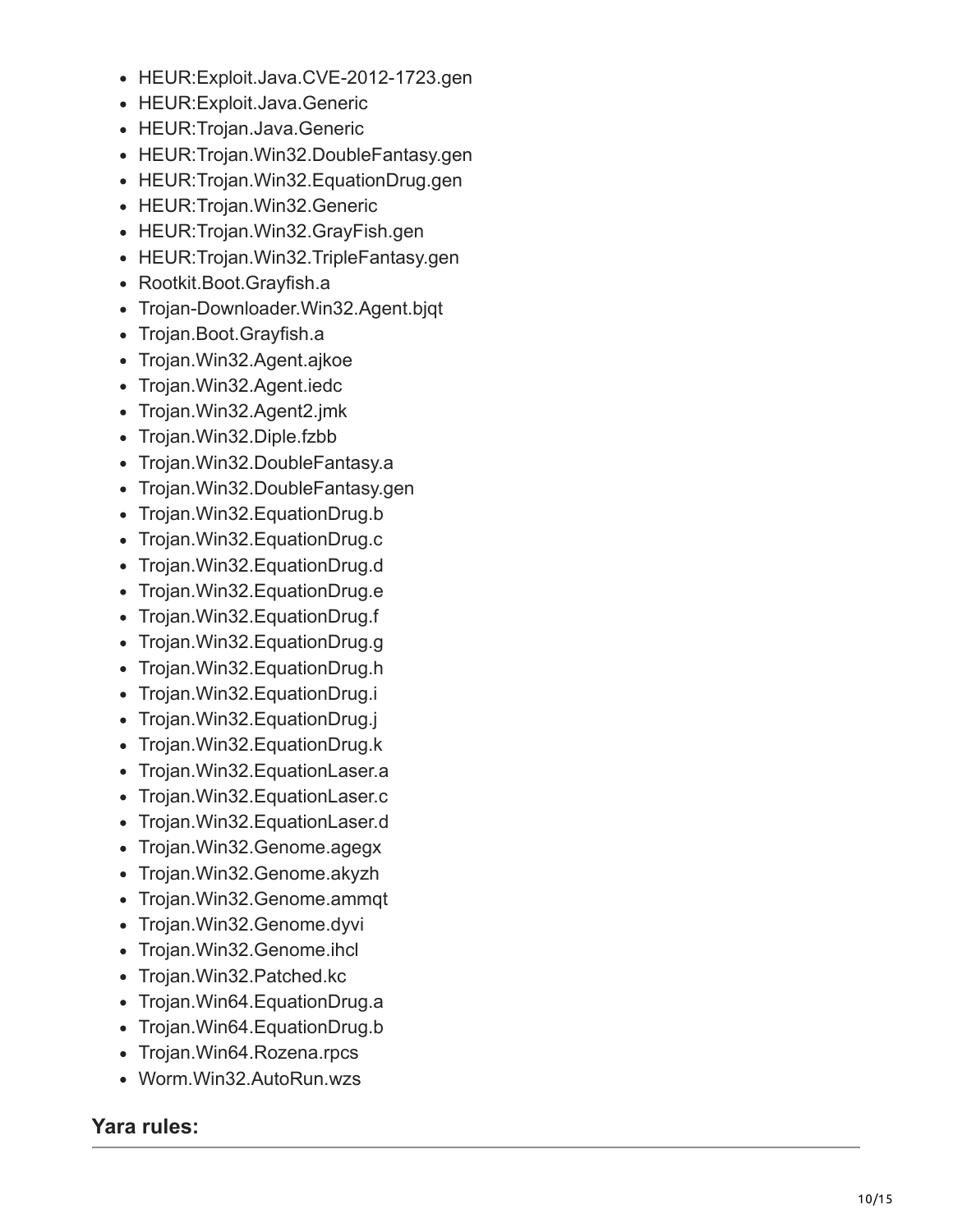- HEUR:Exploit.Java.CVE-2012-1723.gen
- HEUR:Exploit.Java.Generic
- HEUR:Trojan.Java.Generic
- HEUR:Trojan.Win32.DoubleFantasy.gen
- HEUR:Trojan.Win32.EquationDrug.gen
- HEUR:Trojan.Win32.Generic
- HEUR:Trojan.Win32.GrayFish.gen
- HEUR:Trojan.Win32.TripleFantasy.gen
- Rootkit.Boot.Grayfish.a
- Trojan-Downloader.Win32.Agent.bjqt
- Trojan.Boot.Grayfish.a
- Trojan.Win32.Agent.ajkoe
- Trojan.Win32.Agent.iedc
- Trojan.Win32.Agent2.jmk
- Trojan.Win32.Diple.fzbb
- Trojan.Win32.DoubleFantasy.a
- Trojan.Win32.DoubleFantasy.gen
- Trojan.Win32.EquationDrug.b
- Trojan.Win32.EquationDrug.c
- Trojan.Win32.EquationDrug.d
- Trojan.Win32.EquationDrug.e
- Trojan.Win32.EquationDrug.f
- Trojan.Win32.EquationDrug.g
- Trojan.Win32.EquationDrug.h
- Trojan.Win32.EquationDrug.i
- Trojan.Win32.EquationDrug.j
- Trojan.Win32.EquationDrug.k
- Trojan.Win32.EquationLaser.a
- Trojan.Win32.EquationLaser.c
- Trojan.Win32.EquationLaser.d
- Trojan.Win32.Genome.agegx
- Trojan.Win32.Genome.akyzh
- Trojan.Win32.Genome.ammqt
- Trojan.Win32.Genome.dyvi
- Trojan.Win32.Genome.ihcl
- Trojan.Win32.Patched.kc
- Trojan.Win64.EquationDrug.a
- Trojan.Win64.EquationDrug.b
- Trojan.Win64.Rozena.rpcs
- Worm.Win32.AutoRun.wzs

## Yara rules: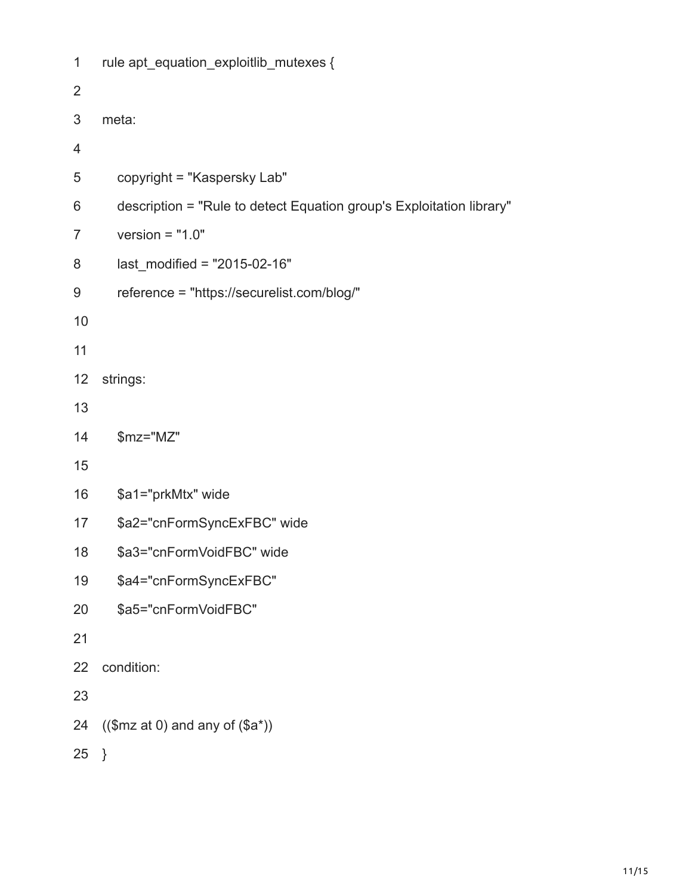```
rule apt_equation_exploitlib_mutexes {

meta:

   copyright = "Kaspersky Lab"
   description = "Rule to detect Equation group's Exploitation library"
   version = "1.0"
   last_modified = "2015-02-16"
   reference = "https://securelist.com/blog/"


strings:

   $mz="MZ"

   $a1="prkMtx" wide
   $a2="cnFormSyncExFBC" wide
   $a3="cnFormVoidFBC" wide
   $a4="cnFormSyncExFBC"
   $a5="cnFormVoidFBC"

condition:

(($mz at 0) and any of ($a*))
}
```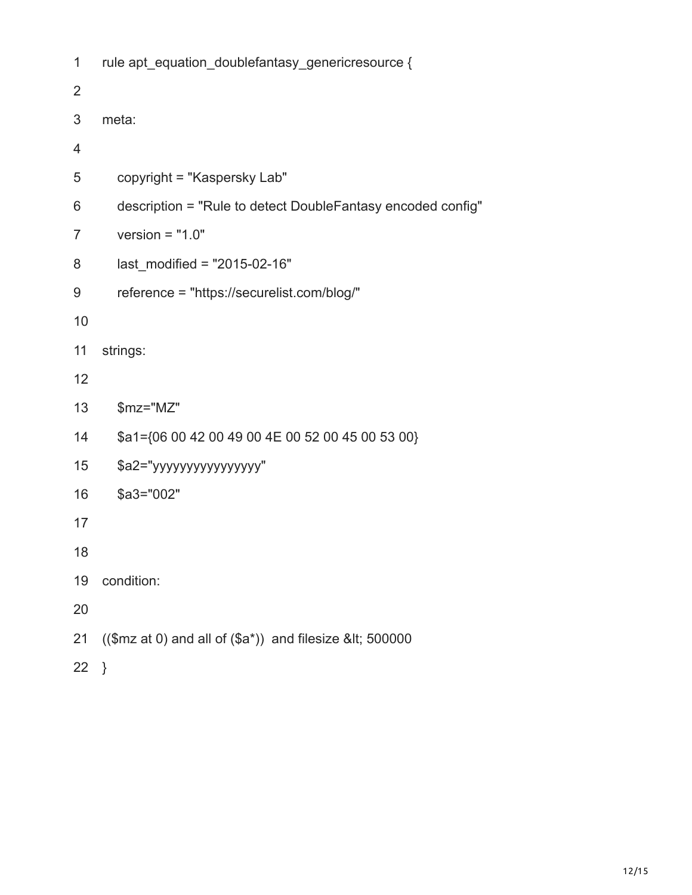```
rule apt_equation_doublefantasy_genericresource {

meta:

   copyright = "Kaspersky Lab"
   description = "Rule to detect DoubleFantasy encoded config"
   version = "1.0"
   last_modified = "2015-02-16"
   reference = "https://securelist.com/blog/"

strings:

   $mz="MZ"
   $a1={06 00 42 00 49 00 4E 00 52 00 45 00 53 00}
   $a2="yyyyyyyyyyyyyyyy"
   $a3="002"


condition:

(($mz at 0) and all of ($a*))  and filesize &lt; 500000
}
```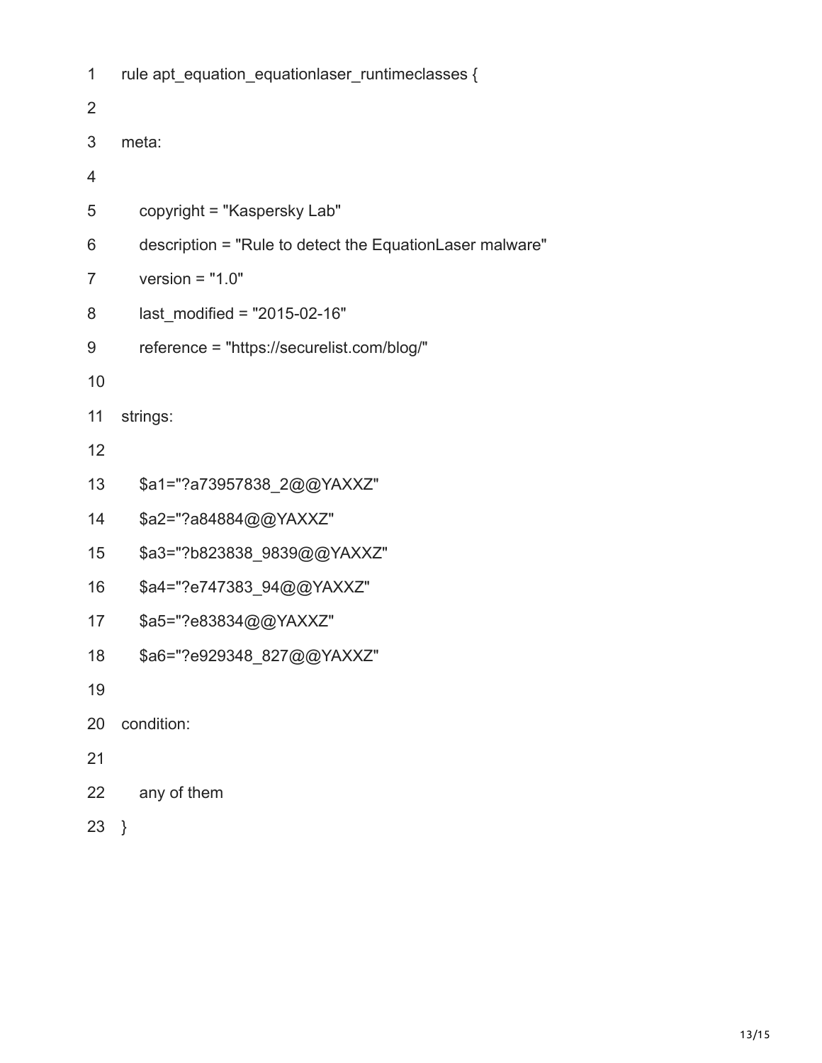```
rule apt_equation_equationlaser_runtimeclasses {

meta:

   copyright = "Kaspersky Lab"
   description = "Rule to detect the EquationLaser malware"
   version = "1.0"
   last_modified = "2015-02-16"
   reference = "https://securelist.com/blog/"

strings:

   $a1="?a73957838_2@@YAXXZ"
   $a2="?a84884@@YAXXZ"
   $a3="?b823838_9839@@YAXXZ"
   $a4="?e747383_94@@YAXXZ"
   $a5="?e83834@@YAXXZ"
   $a6="?e929348_827@@YAXXZ"

condition:

   any of them
}
```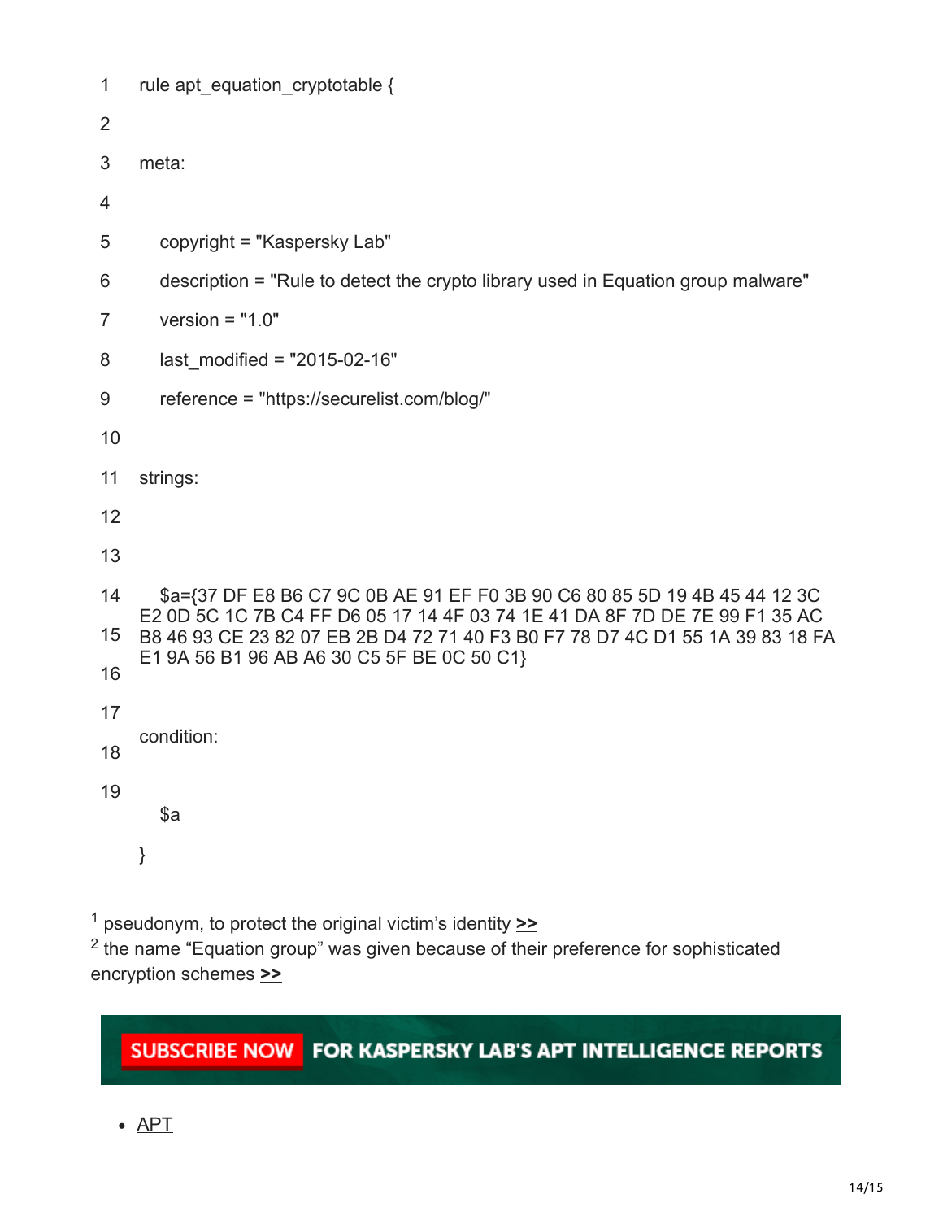```
rule apt_equation_cryptotable {

meta:

    copyright = "Kaspersky Lab"

    description = "Rule to detect the crypto library used in Equation group malware"

    version = "1.0"

    last_modified = "2015-02-16"

    reference = "https://securelist.com/blog/"

strings:


    $a={37 DF E8 B6 C7 9C 0B AE 91 EF F0 3B 90 C6 80 85 5D 19 4B 45 44 12 3C E2 0D 5C 1C 7B C4 FF D6 05 17 14 4F 03 74 1E 41 DA 8F 7D DE 7E 99 F1 35 AC B8 46 93 CE 23 82 07 EB 2B D4 72 71 40 F3 B0 F7 78 D7 4C D1 55 1A 39 83 18 FA E1 9A 56 B1 96 AB A6 30 C5 5F BE 0C 50 C1}


condition:

    $a
}
```

[1] pseudonym, to protect the original victim's identity >>

[2] the name "Equation group" was given because of their preference for sophisticated encryption schemes >>

**SUBSCRIBE NOW FOR KASPERSKY LAB'S APT INTELLIGENCE REPORTS**

- APT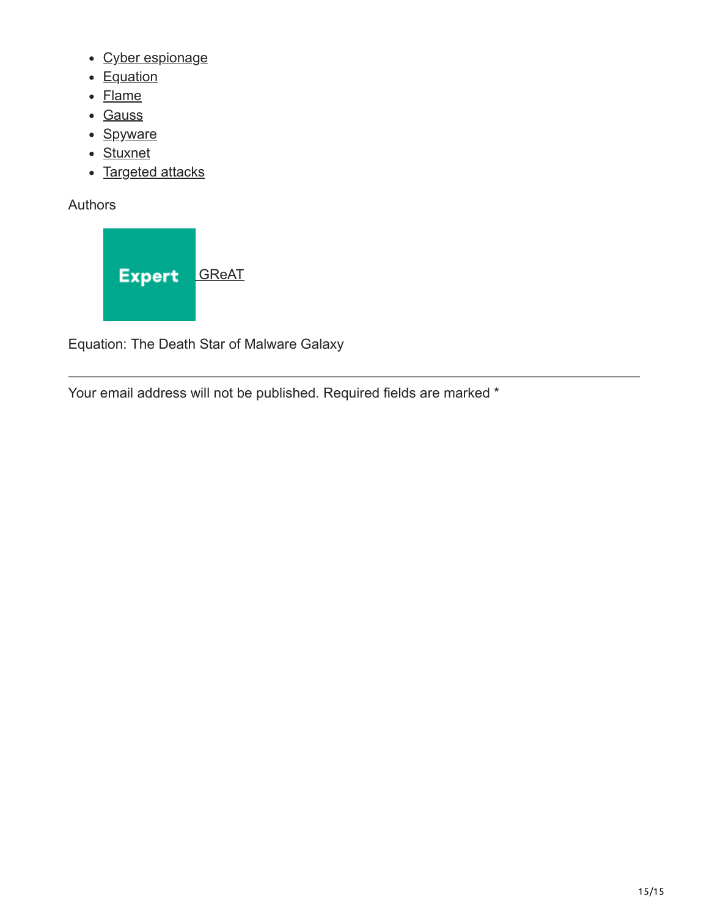- Cyber espionage
- Equation
- Flame
- Gauss
- Spyware
- Stuxnet
- Targeted attacks

Authors

Expert GReAT

Equation: The Death Star of Malware Galaxy

---

Your email address will not be published. Required fields are marked *